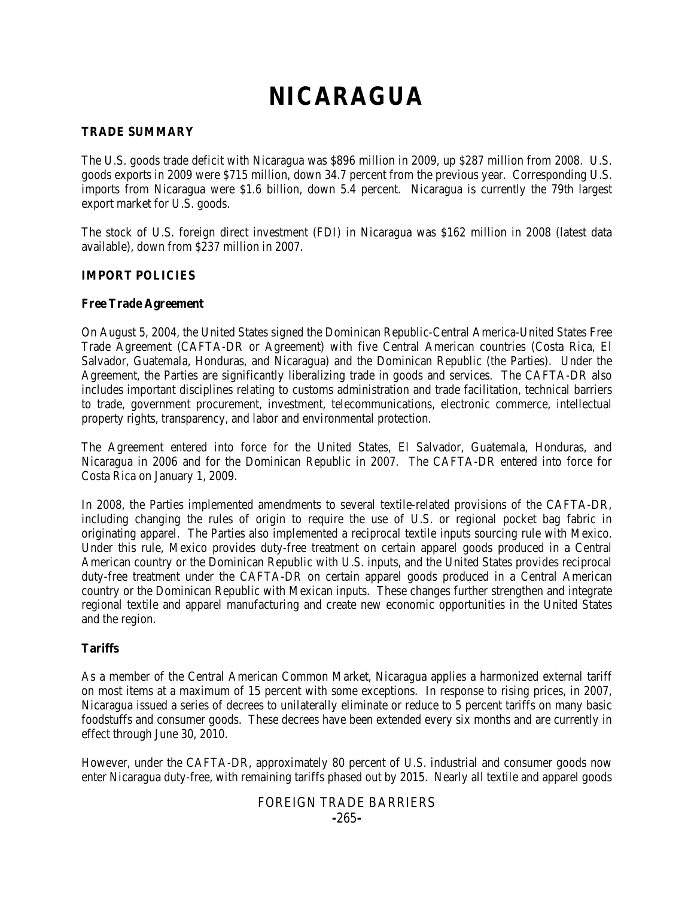# NICARAGUA

## TRADE SUMMARY

The U.S. goods trade deficit with Nicaragua was $896 million in 2009, up $287 million from 2008. U.S. goods exports in 2009 were $715 million, down 34.7 percent from the previous year. Corresponding U.S. imports from Nicaragua were $1.6 billion, down 5.4 percent. Nicaragua is currently the 79th largest export market for U.S. goods.

The stock of U.S. foreign direct investment (FDI) in Nicaragua was $162 million in 2008 (latest data available), down from $237 million in 2007.

## IMPORT POLICIES

### Free Trade Agreement

On August 5, 2004, the United States signed the Dominican Republic-Central America-United States Free Trade Agreement (CAFTA-DR or Agreement) with five Central American countries (Costa Rica, El Salvador, Guatemala, Honduras, and Nicaragua) and the Dominican Republic (the Parties). Under the Agreement, the Parties are significantly liberalizing trade in goods and services. The CAFTA-DR also includes important disciplines relating to customs administration and trade facilitation, technical barriers to trade, government procurement, investment, telecommunications, electronic commerce, intellectual property rights, transparency, and labor and environmental protection.

The Agreement entered into force for the United States, El Salvador, Guatemala, Honduras, and Nicaragua in 2006 and for the Dominican Republic in 2007. The CAFTA-DR entered into force for Costa Rica on January 1, 2009.

In 2008, the Parties implemented amendments to several textile-related provisions of the CAFTA-DR, including changing the rules of origin to require the use of U.S. or regional pocket bag fabric in originating apparel. The Parties also implemented a reciprocal textile inputs sourcing rule with Mexico. Under this rule, Mexico provides duty-free treatment on certain apparel goods produced in a Central American country or the Dominican Republic with U.S. inputs, and the United States provides reciprocal duty-free treatment under the CAFTA-DR on certain apparel goods produced in a Central American country or the Dominican Republic with Mexican inputs. These changes further strengthen and integrate regional textile and apparel manufacturing and create new economic opportunities in the United States and the region.

### Tariffs

As a member of the Central American Common Market, Nicaragua applies a harmonized external tariff on most items at a maximum of 15 percent with some exceptions. In response to rising prices, in 2007, Nicaragua issued a series of decrees to unilaterally eliminate or reduce to 5 percent tariffs on many basic foodstuffs and consumer goods. These decrees have been extended every six months and are currently in effect through June 30, 2010.

However, under the CAFTA-DR, approximately 80 percent of U.S. industrial and consumer goods now enter Nicaragua duty-free, with remaining tariffs phased out by 2015. Nearly all textile and apparel goods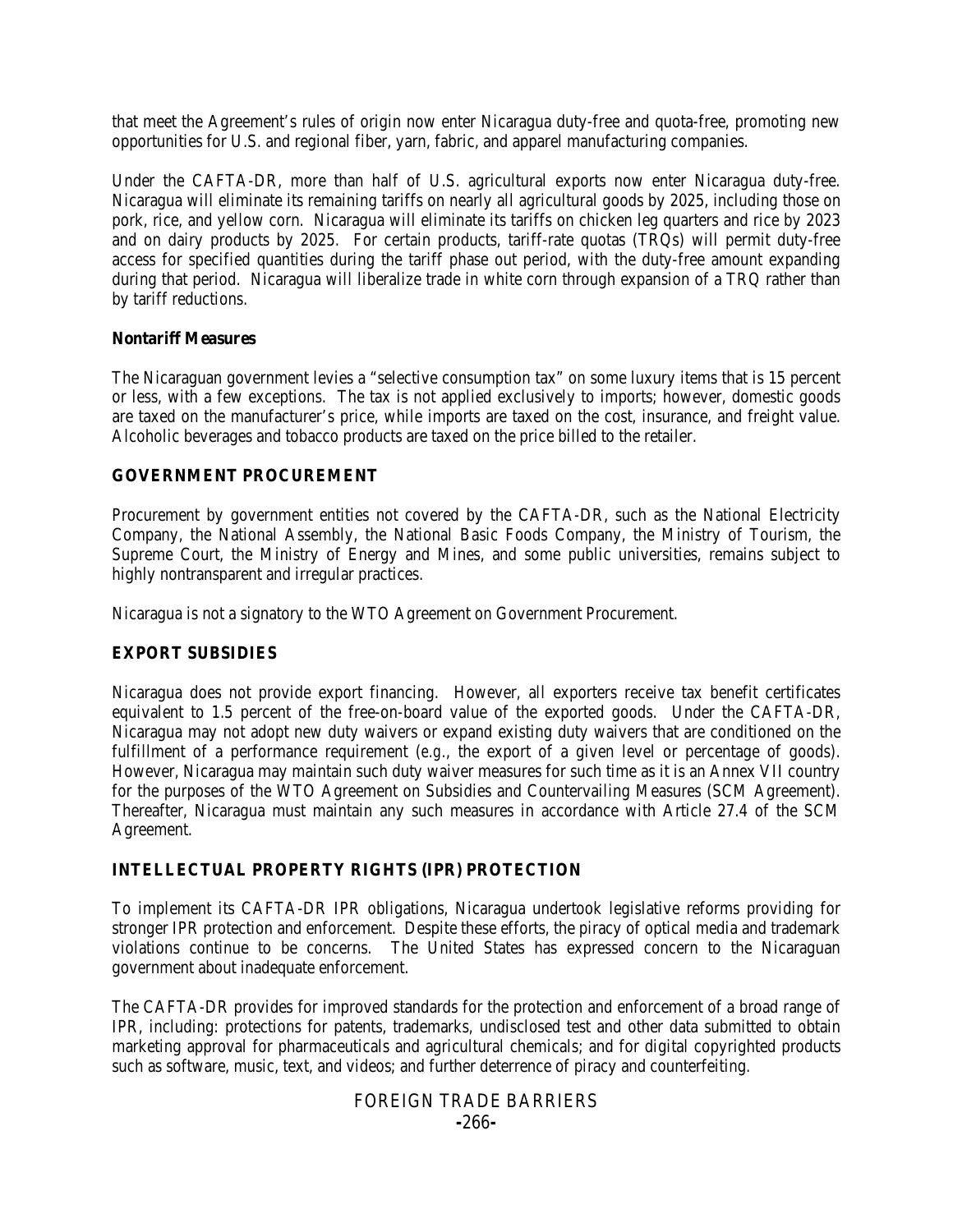that meet the Agreement's rules of origin now enter Nicaragua duty-free and quota-free, promoting new opportunities for U.S. and regional fiber, yarn, fabric, and apparel manufacturing companies.

Under the CAFTA-DR, more than half of U.S. agricultural exports now enter Nicaragua duty-free. Nicaragua will eliminate its remaining tariffs on nearly all agricultural goods by 2025, including those on pork, rice, and yellow corn. Nicaragua will eliminate its tariffs on chicken leg quarters and rice by 2023 and on dairy products by 2025. For certain products, tariff-rate quotas (TRQs) will permit duty-free access for specified quantities during the tariff phase out period, with the duty-free amount expanding during that period. Nicaragua will liberalize trade in white corn through expansion of a TRQ rather than by tariff reductions.

### Nontariff Measures

The Nicaraguan government levies a "selective consumption tax" on some luxury items that is 15 percent or less, with a few exceptions. The tax is not applied exclusively to imports; however, domestic goods are taxed on the manufacturer's price, while imports are taxed on the cost, insurance, and freight value. Alcoholic beverages and tobacco products are taxed on the price billed to the retailer.

## GOVERNMENT PROCUREMENT

Procurement by government entities not covered by the CAFTA-DR, such as the National Electricity Company, the National Assembly, the National Basic Foods Company, the Ministry of Tourism, the Supreme Court, the Ministry of Energy and Mines, and some public universities, remains subject to highly nontransparent and irregular practices.

Nicaragua is not a signatory to the WTO Agreement on Government Procurement.

## EXPORT SUBSIDIES

Nicaragua does not provide export financing. However, all exporters receive tax benefit certificates equivalent to 1.5 percent of the free-on-board value of the exported goods. Under the CAFTA-DR, Nicaragua may not adopt new duty waivers or expand existing duty waivers that are conditioned on the fulfillment of a performance requirement (e.g., the export of a given level or percentage of goods). However, Nicaragua may maintain such duty waiver measures for such time as it is an Annex VII country for the purposes of the WTO Agreement on Subsidies and Countervailing Measures (SCM Agreement). Thereafter, Nicaragua must maintain any such measures in accordance with Article 27.4 of the SCM Agreement.

## INTELLECTUAL PROPERTY RIGHTS (IPR) PROTECTION

To implement its CAFTA-DR IPR obligations, Nicaragua undertook legislative reforms providing for stronger IPR protection and enforcement. Despite these efforts, the piracy of optical media and trademark violations continue to be concerns. The United States has expressed concern to the Nicaraguan government about inadequate enforcement.

The CAFTA-DR provides for improved standards for the protection and enforcement of a broad range of IPR, including: protections for patents, trademarks, undisclosed test and other data submitted to obtain marketing approval for pharmaceuticals and agricultural chemicals; and for digital copyrighted products such as software, music, text, and videos; and further deterrence of piracy and counterfeiting.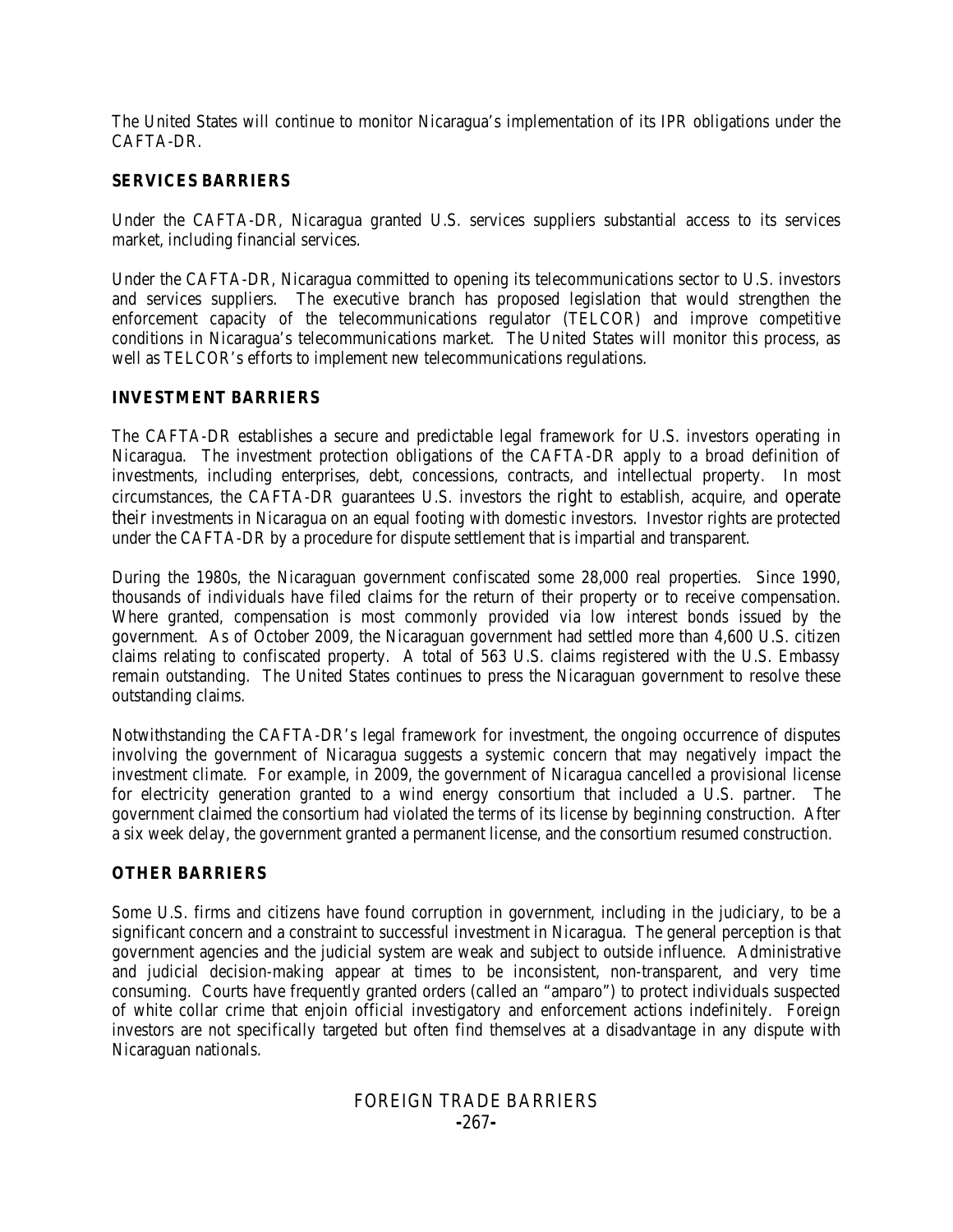The United States will continue to monitor Nicaragua's implementation of its IPR obligations under the CAFTA-DR.

## SERVICES BARRIERS

Under the CAFTA-DR, Nicaragua granted U.S. services suppliers substantial access to its services market, including financial services.

Under the CAFTA-DR, Nicaragua committed to opening its telecommunications sector to U.S. investors and services suppliers. The executive branch has proposed legislation that would strengthen the enforcement capacity of the telecommunications regulator (TELCOR) and improve competitive conditions in Nicaragua's telecommunications market. The United States will monitor this process, as well as TELCOR's efforts to implement new telecommunications regulations.

## INVESTMENT BARRIERS

The CAFTA-DR establishes a secure and predictable legal framework for U.S. investors operating in Nicaragua. The investment protection obligations of the CAFTA-DR apply to a broad definition of investments, including enterprises, debt, concessions, contracts, and intellectual property. In most circumstances, the CAFTA-DR guarantees U.S. investors the right to establish, acquire, and operate their investments in Nicaragua on an equal footing with domestic investors. Investor rights are protected under the CAFTA-DR by a procedure for dispute settlement that is impartial and transparent.

During the 1980s, the Nicaraguan government confiscated some 28,000 real properties. Since 1990, thousands of individuals have filed claims for the return of their property or to receive compensation. Where granted, compensation is most commonly provided via low interest bonds issued by the government. As of October 2009, the Nicaraguan government had settled more than 4,600 U.S. citizen claims relating to confiscated property. A total of 563 U.S. claims registered with the U.S. Embassy remain outstanding. The United States continues to press the Nicaraguan government to resolve these outstanding claims.

Notwithstanding the CAFTA-DR's legal framework for investment, the ongoing occurrence of disputes involving the government of Nicaragua suggests a systemic concern that may negatively impact the investment climate. For example, in 2009, the government of Nicaragua cancelled a provisional license for electricity generation granted to a wind energy consortium that included a U.S. partner. The government claimed the consortium had violated the terms of its license by beginning construction. After a six week delay, the government granted a permanent license, and the consortium resumed construction.

## OTHER BARRIERS

Some U.S. firms and citizens have found corruption in government, including in the judiciary, to be a significant concern and a constraint to successful investment in Nicaragua. The general perception is that government agencies and the judicial system are weak and subject to outside influence. Administrative and judicial decision-making appear at times to be inconsistent, non-transparent, and very time consuming. Courts have frequently granted orders (called an "amparo") to protect individuals suspected of white collar crime that enjoin official investigatory and enforcement actions indefinitely. Foreign investors are not specifically targeted but often find themselves at a disadvantage in any dispute with Nicaraguan nationals.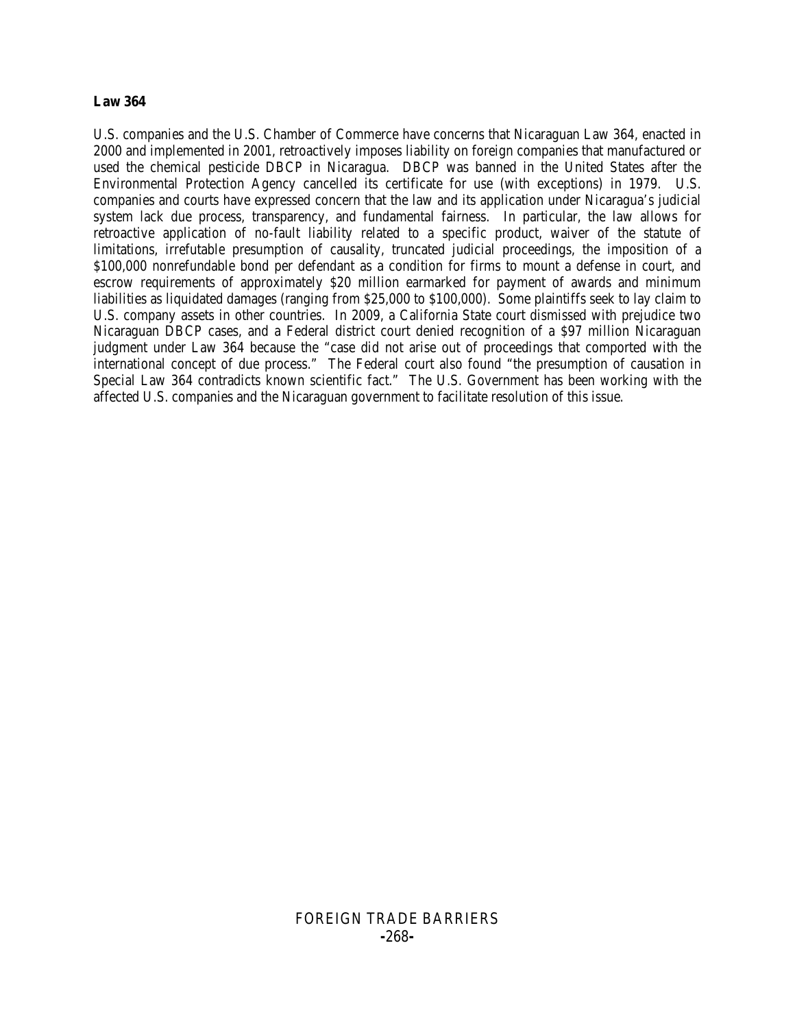**Law 364**

U.S. companies and the U.S. Chamber of Commerce have concerns that Nicaraguan Law 364, enacted in 2000 and implemented in 2001, retroactively imposes liability on foreign companies that manufactured or used the chemical pesticide DBCP in Nicaragua. DBCP was banned in the United States after the Environmental Protection Agency cancelled its certificate for use (with exceptions) in 1979. U.S. companies and courts have expressed concern that the law and its application under Nicaragua's judicial system lack due process, transparency, and fundamental fairness. In particular, the law allows for retroactive application of no-fault liability related to a specific product, waiver of the statute of limitations, irrefutable presumption of causality, truncated judicial proceedings, the imposition of a $100,000 nonrefundable bond per defendant as a condition for firms to mount a defense in court, and escrow requirements of approximately $20 million earmarked for payment of awards and minimum liabilities as liquidated damages (ranging from $25,000 to $100,000). Some plaintiffs seek to lay claim to U.S. company assets in other countries. In 2009, a California State court dismissed with prejudice two Nicaraguan DBCP cases, and a Federal district court denied recognition of a $97 million Nicaraguan judgment under Law 364 because the "case did not arise out of proceedings that comported with the international concept of due process." The Federal court also found "the presumption of causation in Special Law 364 contradicts known scientific fact." The U.S. Government has been working with the affected U.S. companies and the Nicaraguan government to facilitate resolution of this issue.